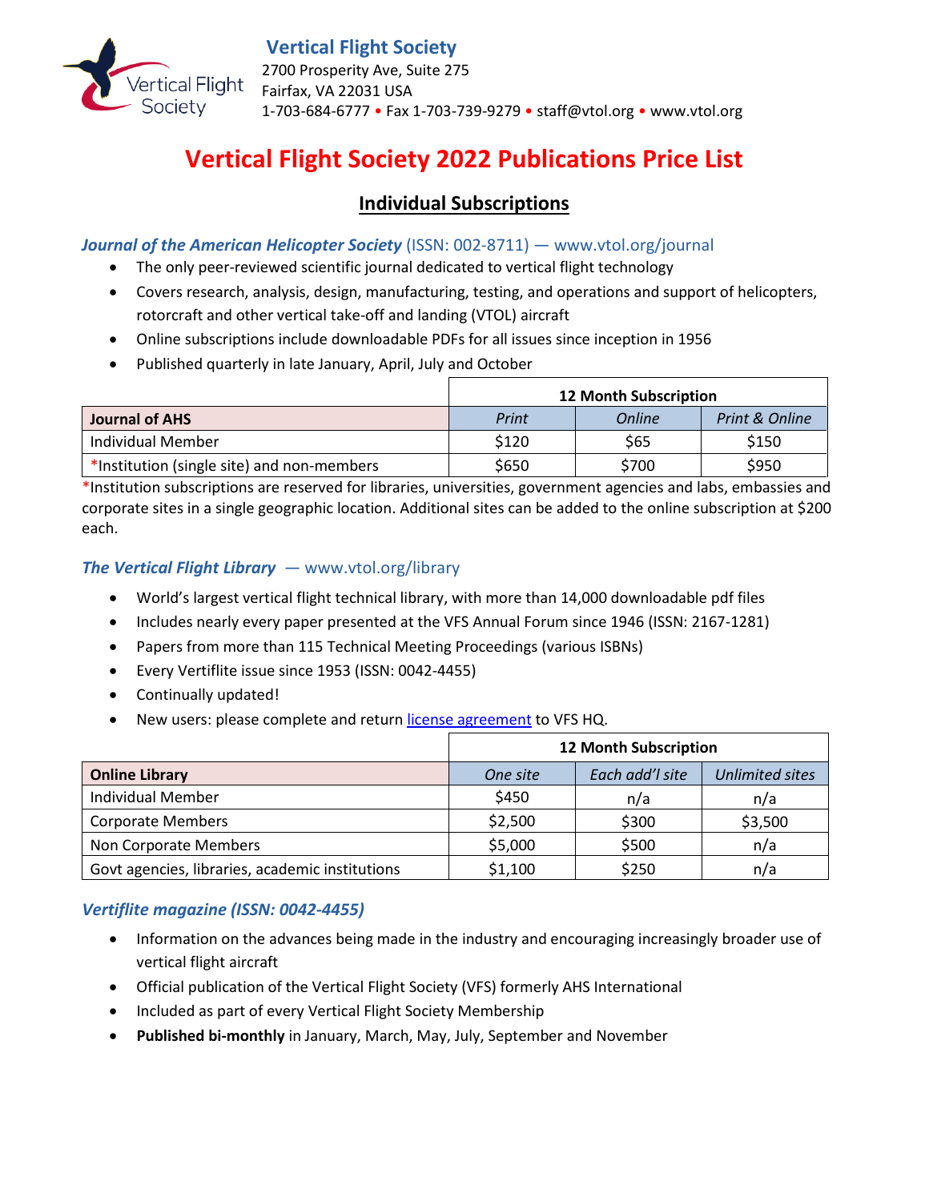**Vertical Flight Society**
2700 Prosperity Ave, Suite 275
Fairfax, VA 22031 USA
1-703-684-6777 • Fax 1-703-739-9279 • staff@vtol.org • www.vtol.org

# Vertical Flight Society 2022 Publications Price List

## Individual Subscriptions

### *Journal of the American Helicopter Society* (ISSN: 002-8711) — www.vtol.org/journal

- The only peer-reviewed scientific journal dedicated to vertical flight technology
- Covers research, analysis, design, manufacturing, testing, and operations and support of helicopters, rotorcraft and other vertical take-off and landing (VTOL) aircraft
- Online subscriptions include downloadable PDFs for all issues since inception in 1956
- Published quarterly in late January, April, July and October

| | 12 Month Subscription | | |
|---|---|---|---|
| **Journal of AHS** | *Print* | *Online* | *Print & Online* |
| Individual Member | $120 | $65 | $150 |
| *Institution (single site) and non-members | $650 | $700 | $950 |

*Institution subscriptions are reserved for libraries, universities, government agencies and labs, embassies and corporate sites in a single geographic location. Additional sites can be added to the online subscription at $200 each.

### *The Vertical Flight Library* — www.vtol.org/library

- World's largest vertical flight technical library, with more than 14,000 downloadable pdf files
- Includes nearly every paper presented at the VFS Annual Forum since 1946 (ISSN: 2167-1281)
- Papers from more than 115 Technical Meeting Proceedings (various ISBNs)
- Every Vertiflite issue since 1953 (ISSN: 0042-4455)
- Continually updated!
- New users: please complete and return license agreement to VFS HQ.

| | 12 Month Subscription | | |
|---|---|---|---|
| **Online Library** | *One site* | *Each add'l site* | *Unlimited sites* |
| Individual Member | $450 | n/a | n/a |
| Corporate Members | $2,500 | $300 | $3,500 |
| Non Corporate Members | $5,000 | $500 | n/a |
| Govt agencies, libraries, academic institutions | $1,100 | $250 | n/a |

### *Vertiflite magazine (ISSN: 0042-4455)*

- Information on the advances being made in the industry and encouraging increasingly broader use of vertical flight aircraft
- Official publication of the Vertical Flight Society (VFS) formerly AHS International
- Included as part of every Vertical Flight Society Membership
- **Published bi-monthly** in January, March, May, July, September and November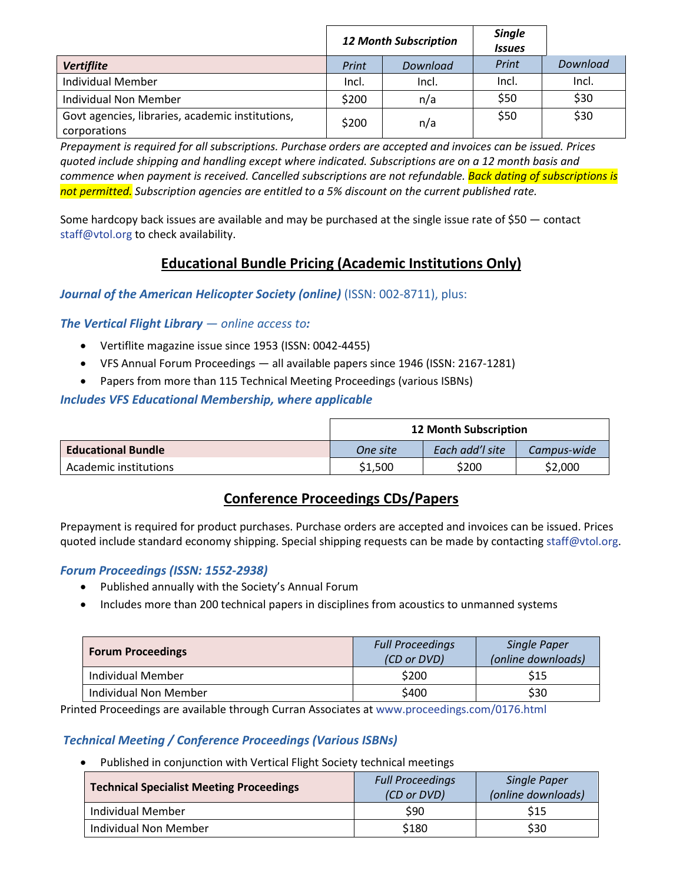| | 12 Month Subscription | | Single Issues | |
|---|---|---|---|---|
| ***Vertiflite*** | *Print* | *Download* | *Print* | *Download* |
| Individual Member | Incl. | Incl. | Incl. | Incl. |
| Individual Non Member | $200 | n/a | $50 | $30 |
| Govt agencies, libraries, academic institutions, corporations | $200 | n/a | $50 | $30 |

*Prepayment is required for all subscriptions. Purchase orders are accepted and invoices can be issued. Prices quoted include shipping and handling except where indicated. Subscriptions are on a 12 month basis and commence when payment is received. Cancelled subscriptions are not refundable. Back dating of subscriptions is not permitted. Subscription agencies are entitled to a 5% discount on the current published rate.*

Some hardcopy back issues are available and may be purchased at the single issue rate of $50 — contact staff@vtol.org to check availability.

## Educational Bundle Pricing (Academic Institutions Only)

***Journal of the American Helicopter Society (online)*** (ISSN: 002-8711), plus:

***The Vertical Flight Library** — online access to:*

- Vertiflite magazine issue since 1953 (ISSN: 0042-4455)
- VFS Annual Forum Proceedings — all available papers since 1946 (ISSN: 2167-1281)
- Papers from more than 115 Technical Meeting Proceedings (various ISBNs)

***Includes VFS Educational Membership, where applicable***

| | 12 Month Subscription | | |
|---|---|---|---|
| **Educational Bundle** | *One site* | *Each add'l site* | *Campus-wide* |
| Academic institutions | $1,500 | $200 | $2,000 |

## Conference Proceedings CDs/Papers

Prepayment is required for product purchases. Purchase orders are accepted and invoices can be issued. Prices quoted include standard economy shipping. Special shipping requests can be made by contacting staff@vtol.org.

### *Forum Proceedings (ISSN: 1552-2938)*

- Published annually with the Society's Annual Forum
- Includes more than 200 technical papers in disciplines from acoustics to unmanned systems

| **Forum Proceedings** | *Full Proceedings (CD or DVD)* | *Single Paper (online downloads)* |
|---|---|---|
| Individual Member | $200 | $15 |
| Individual Non Member | $400 | $30 |

Printed Proceedings are available through Curran Associates at www.proceedings.com/0176.html

### *Technical Meeting / Conference Proceedings (Various ISBNs)*

- Published in conjunction with Vertical Flight Society technical meetings

| **Technical Specialist Meeting Proceedings** | *Full Proceedings (CD or DVD)* | *Single Paper (online downloads)* |
|---|---|---|
| Individual Member | $90 | $15 |
| Individual Non Member | $180 | $30 |